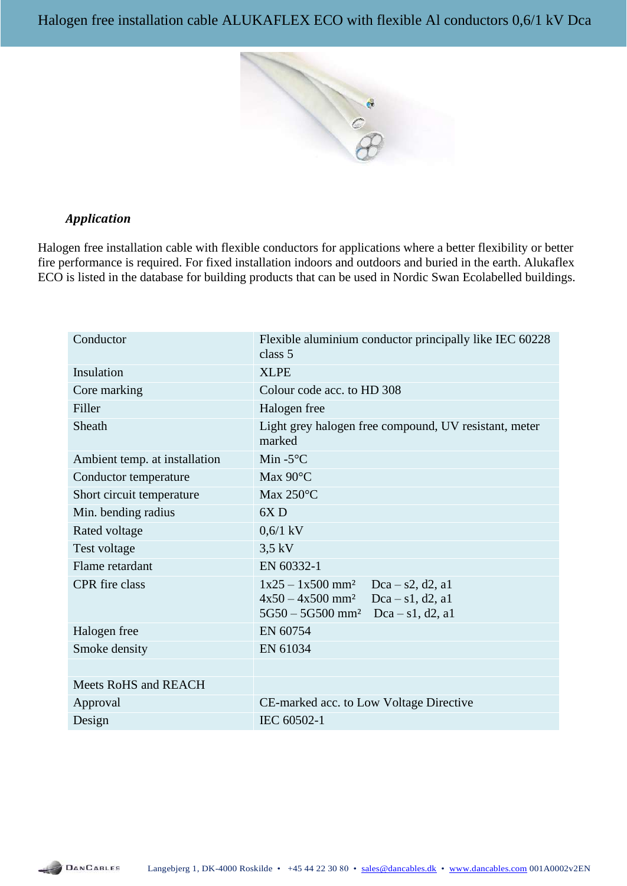# Halogen free installation cable ALUKAFLEX ECO with flexible Al conductors 0,6/1 kV Dca

***Application***

Halogen free installation cable with flexible conductors for applications where a better flexibility or better fire performance is required. For fixed installation indoors and outdoors and buried in the earth. Alukaflex ECO is listed in the database for building products that can be used in Nordic Swan Ecolabelled buildings.

| | |
|---|---|
| Conductor | Flexible aluminium conductor principally like IEC 60228 class 5 |
| Insulation | XLPE |
| Core marking | Colour code acc. to HD 308 |
| Filler | Halogen free |
| Sheath | Light grey halogen free compound, UV resistant, meter marked |
| Ambient temp. at installation | Min -5°C |
| Conductor temperature | Max 90°C |
| Short circuit temperature | Max 250°C |
| Min. bending radius | 6X D |
| Rated voltage | 0,6/1 kV |
| Test voltage | 3,5 kV |
| Flame retardant | EN 60332-1 |
| CPR fire class | 1x25 – 1x500 mm² Dca – s2, d2, a1<br>4x50 – 4x500 mm² Dca – s1, d2, a1<br>5G50 – 5G500 mm² Dca – s1, d2, a1 |
| Halogen free | EN 60754 |
| Smoke density | EN 61034 |
| | |
| Meets RoHS and REACH | |
| Approval | CE-marked acc. to Low Voltage Directive |
| Design | IEC 60502-1 |

DanCables Langebjerg 1, DK-4000 Roskilde • +45 44 22 30 80 • sales@dancables.dk • www.dancables.com 001A0002v2EN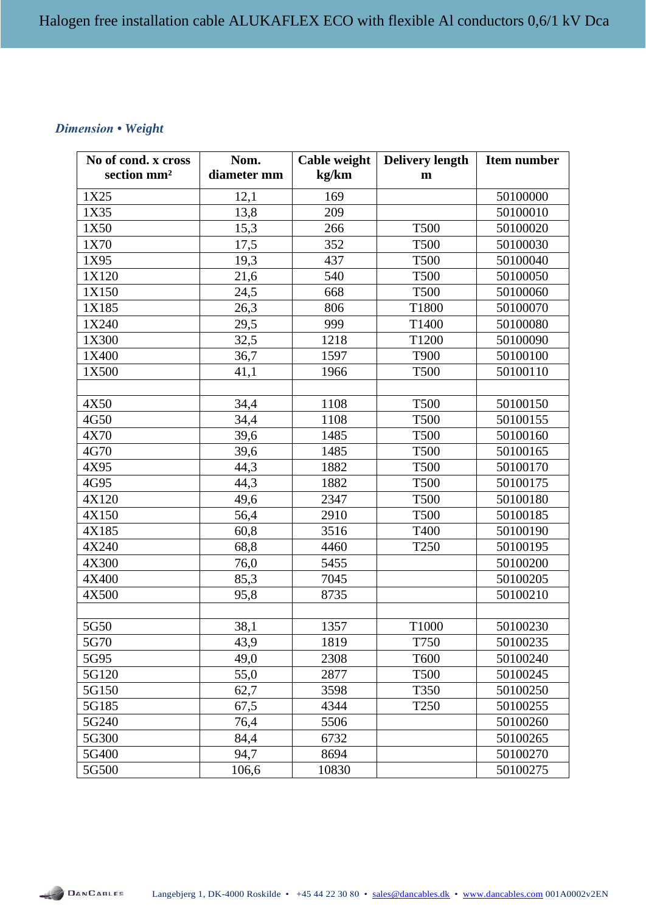*Dimension • Weight*

| No of cond. x cross section mm² | Nom. diameter mm | Cable weight kg/km | Delivery length m | Item number |
|---|---|---|---|---|
| 1X25 | 12,1 | 169 | | 50100000 |
| 1X35 | 13,8 | 209 | | 50100010 |
| 1X50 | 15,3 | 266 | T500 | 50100020 |
| 1X70 | 17,5 | 352 | T500 | 50100030 |
| 1X95 | 19,3 | 437 | T500 | 50100040 |
| 1X120 | 21,6 | 540 | T500 | 50100050 |
| 1X150 | 24,5 | 668 | T500 | 50100060 |
| 1X185 | 26,3 | 806 | T1800 | 50100070 |
| 1X240 | 29,5 | 999 | T1400 | 50100080 |
| 1X300 | 32,5 | 1218 | T1200 | 50100090 |
| 1X400 | 36,7 | 1597 | T900 | 50100100 |
| 1X500 | 41,1 | 1966 | T500 | 50100110 |
| | | | | |
| 4X50 | 34,4 | 1108 | T500 | 50100150 |
| 4G50 | 34,4 | 1108 | T500 | 50100155 |
| 4X70 | 39,6 | 1485 | T500 | 50100160 |
| 4G70 | 39,6 | 1485 | T500 | 50100165 |
| 4X95 | 44,3 | 1882 | T500 | 50100170 |
| 4G95 | 44,3 | 1882 | T500 | 50100175 |
| 4X120 | 49,6 | 2347 | T500 | 50100180 |
| 4X150 | 56,4 | 2910 | T500 | 50100185 |
| 4X185 | 60,8 | 3516 | T400 | 50100190 |
| 4X240 | 68,8 | 4460 | T250 | 50100195 |
| 4X300 | 76,0 | 5455 | | 50100200 |
| 4X400 | 85,3 | 7045 | | 50100205 |
| 4X500 | 95,8 | 8735 | | 50100210 |
| | | | | |
| 5G50 | 38,1 | 1357 | T1000 | 50100230 |
| 5G70 | 43,9 | 1819 | T750 | 50100235 |
| 5G95 | 49,0 | 2308 | T600 | 50100240 |
| 5G120 | 55,0 | 2877 | T500 | 50100245 |
| 5G150 | 62,7 | 3598 | T350 | 50100250 |
| 5G185 | 67,5 | 4344 | T250 | 50100255 |
| 5G240 | 76,4 | 5506 | | 50100260 |
| 5G300 | 84,4 | 6732 | | 50100265 |
| 5G400 | 94,7 | 8694 | | 50100270 |
| 5G500 | 106,6 | 10830 | | 50100275 |